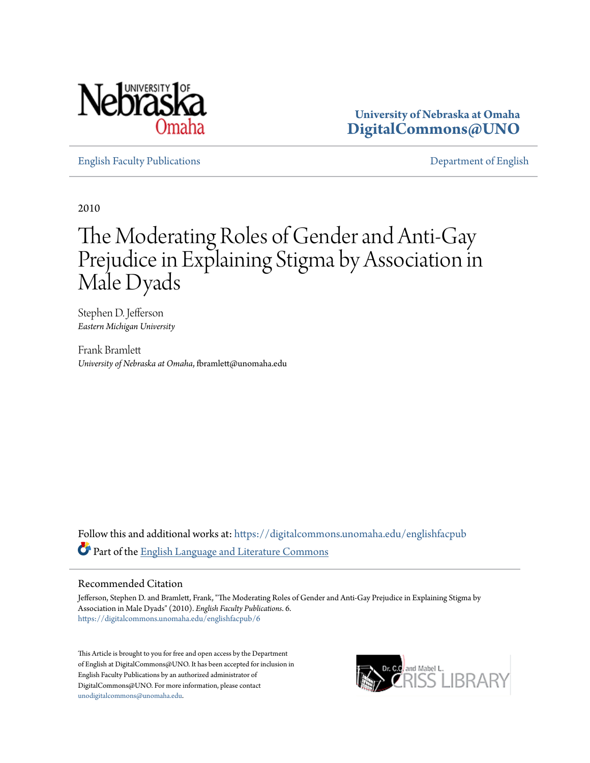University of Nebraska at Omaha
**DigitalCommons@UNO**

English Faculty Publications | Department of English

2010

# The Moderating Roles of Gender and Anti-Gay Prejudice in Explaining Stigma by Association in Male Dyads

Stephen D. Jefferson
*Eastern Michigan University*

Frank Bramlett
*University of Nebraska at Omaha*, fbramlett@unomaha.edu

Follow this and additional works at: https://digitalcommons.unomaha.edu/englishfacpub

Part of the English Language and Literature Commons

## Recommended Citation

Jefferson, Stephen D. and Bramlett, Frank, "The Moderating Roles of Gender and Anti-Gay Prejudice in Explaining Stigma by Association in Male Dyads" (2010). *English Faculty Publications*. 6.
https://digitalcommons.unomaha.edu/englishfacpub/6

This Article is brought to you for free and open access by the Department of English at DigitalCommons@UNO. It has been accepted for inclusion in English Faculty Publications by an authorized administrator of DigitalCommons@UNO. For more information, please contact unodigitalcommons@unomaha.edu.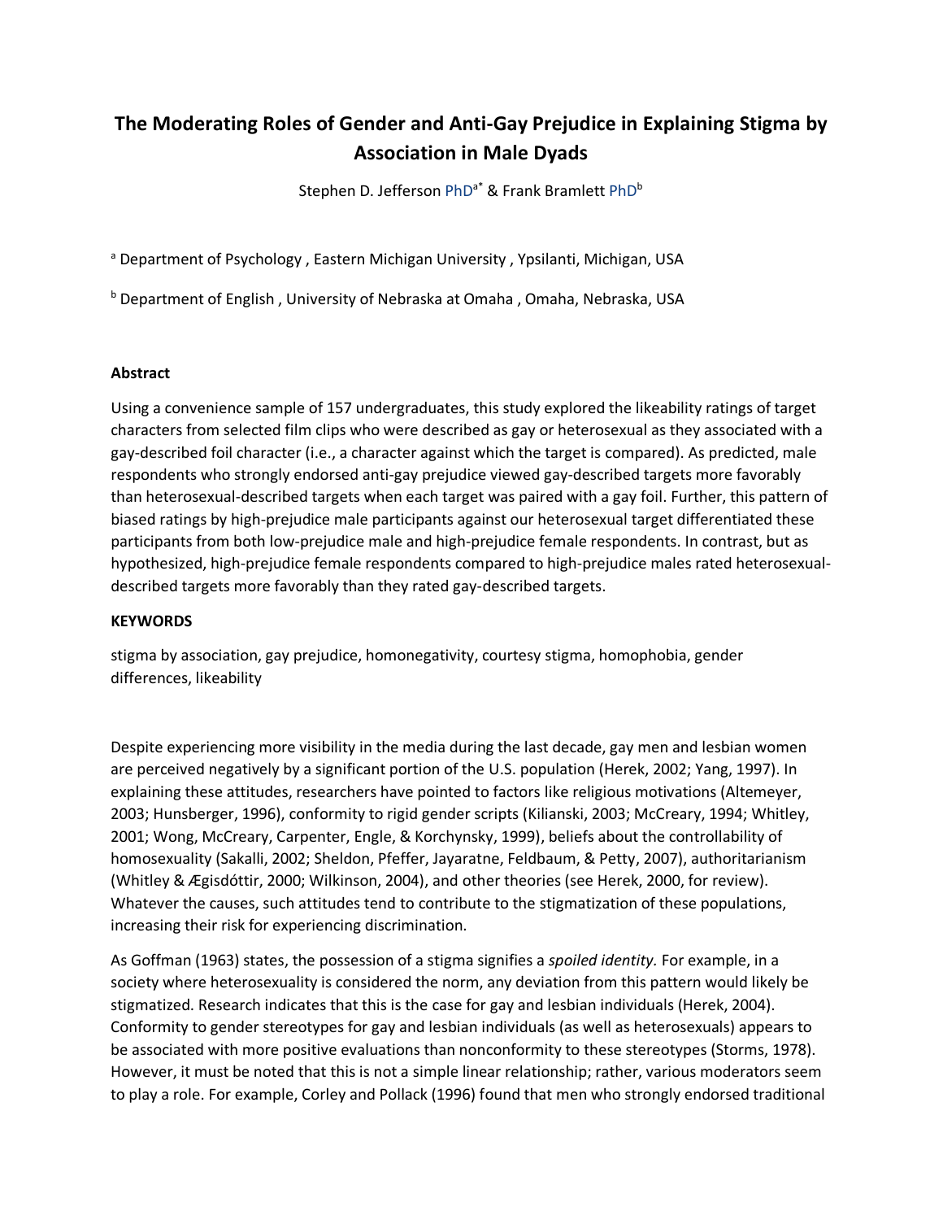# The Moderating Roles of Gender and Anti-Gay Prejudice in Explaining Stigma by Association in Male Dyads

Stephen D. Jefferson PhD[a*] & Frank Bramlett PhD[b]

[a] Department of Psychology , Eastern Michigan University , Ypsilanti, Michigan, USA

[b] Department of English , University of Nebraska at Omaha , Omaha, Nebraska, USA

## Abstract

Using a convenience sample of 157 undergraduates, this study explored the likeability ratings of target characters from selected film clips who were described as gay or heterosexual as they associated with a gay-described foil character (i.e., a character against which the target is compared). As predicted, male respondents who strongly endorsed anti-gay prejudice viewed gay-described targets more favorably than heterosexual-described targets when each target was paired with a gay foil. Further, this pattern of biased ratings by high-prejudice male participants against our heterosexual target differentiated these participants from both low-prejudice male and high-prejudice female respondents. In contrast, but as hypothesized, high-prejudice female respondents compared to high-prejudice males rated heterosexual-described targets more favorably than they rated gay-described targets.

## KEYWORDS

stigma by association, gay prejudice, homonegativity, courtesy stigma, homophobia, gender differences, likeability

Despite experiencing more visibility in the media during the last decade, gay men and lesbian women are perceived negatively by a significant portion of the U.S. population (Herek, 2002; Yang, 1997). In explaining these attitudes, researchers have pointed to factors like religious motivations (Altemeyer, 2003; Hunsberger, 1996), conformity to rigid gender scripts (Kilianski, 2003; McCreary, 1994; Whitley, 2001; Wong, McCreary, Carpenter, Engle, & Korchynsky, 1999), beliefs about the controllability of homosexuality (Sakalli, 2002; Sheldon, Pfeffer, Jayaratne, Feldbaum, & Petty, 2007), authoritarianism (Whitley & Ægisdóttir, 2000; Wilkinson, 2004), and other theories (see Herek, 2000, for review). Whatever the causes, such attitudes tend to contribute to the stigmatization of these populations, increasing their risk for experiencing discrimination.

As Goffman (1963) states, the possession of a stigma signifies a *spoiled identity*. For example, in a society where heterosexuality is considered the norm, any deviation from this pattern would likely be stigmatized. Research indicates that this is the case for gay and lesbian individuals (Herek, 2004). Conformity to gender stereotypes for gay and lesbian individuals (as well as heterosexuals) appears to be associated with more positive evaluations than nonconformity to these stereotypes (Storms, 1978). However, it must be noted that this is not a simple linear relationship; rather, various moderators seem to play a role. For example, Corley and Pollack (1996) found that men who strongly endorsed traditional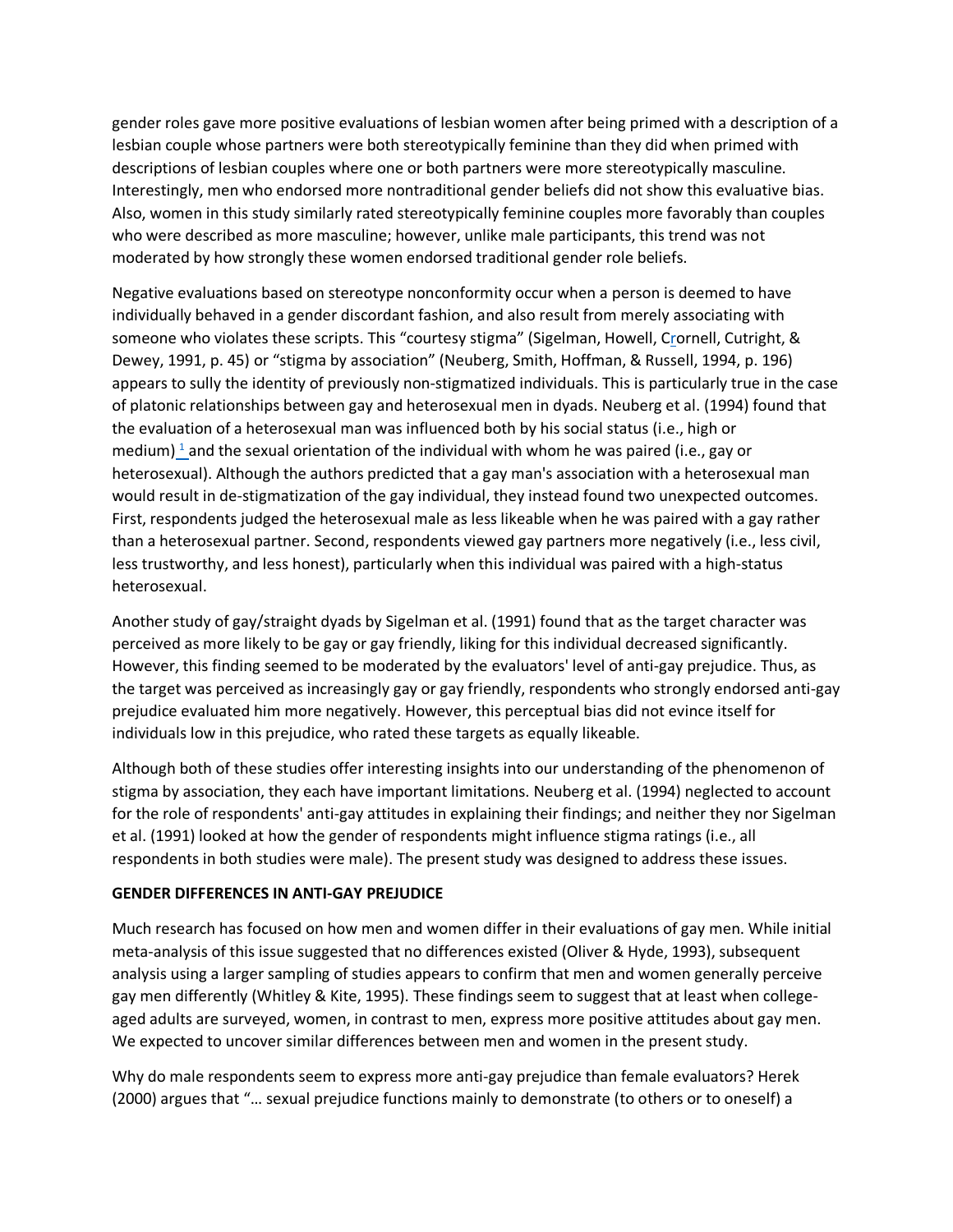gender roles gave more positive evaluations of lesbian women after being primed with a description of a lesbian couple whose partners were both stereotypically feminine than they did when primed with descriptions of lesbian couples where one or both partners were more stereotypically masculine. Interestingly, men who endorsed more nontraditional gender beliefs did not show this evaluative bias. Also, women in this study similarly rated stereotypically feminine couples more favorably than couples who were described as more masculine; however, unlike male participants, this trend was not moderated by how strongly these women endorsed traditional gender role beliefs.

Negative evaluations based on stereotype nonconformity occur when a person is deemed to have individually behaved in a gender discordant fashion, and also result from merely associating with someone who violates these scripts. This "courtesy stigma" (Sigelman, Howell, Crornell, Cutright, & Dewey, 1991, p. 45) or "stigma by association" (Neuberg, Smith, Hoffman, & Russell, 1994, p. 196) appears to sully the identity of previously non-stigmatized individuals. This is particularly true in the case of platonic relationships between gay and heterosexual men in dyads. Neuberg et al. (1994) found that the evaluation of a heterosexual man was influenced both by his social status (i.e., high or medium) [1] and the sexual orientation of the individual with whom he was paired (i.e., gay or heterosexual). Although the authors predicted that a gay man's association with a heterosexual man would result in de-stigmatization of the gay individual, they instead found two unexpected outcomes. First, respondents judged the heterosexual male as less likeable when he was paired with a gay rather than a heterosexual partner. Second, respondents viewed gay partners more negatively (i.e., less civil, less trustworthy, and less honest), particularly when this individual was paired with a high-status heterosexual.

Another study of gay/straight dyads by Sigelman et al. (1991) found that as the target character was perceived as more likely to be gay or gay friendly, liking for this individual decreased significantly. However, this finding seemed to be moderated by the evaluators' level of anti-gay prejudice. Thus, as the target was perceived as increasingly gay or gay friendly, respondents who strongly endorsed anti-gay prejudice evaluated him more negatively. However, this perceptual bias did not evince itself for individuals low in this prejudice, who rated these targets as equally likeable.

Although both of these studies offer interesting insights into our understanding of the phenomenon of stigma by association, they each have important limitations. Neuberg et al. (1994) neglected to account for the role of respondents' anti-gay attitudes in explaining their findings; and neither they nor Sigelman et al. (1991) looked at how the gender of respondents might influence stigma ratings (i.e., all respondents in both studies were male). The present study was designed to address these issues.

## GENDER DIFFERENCES IN ANTI-GAY PREJUDICE

Much research has focused on how men and women differ in their evaluations of gay men. While initial meta-analysis of this issue suggested that no differences existed (Oliver & Hyde, 1993), subsequent analysis using a larger sampling of studies appears to confirm that men and women generally perceive gay men differently (Whitley & Kite, 1995). These findings seem to suggest that at least when college-aged adults are surveyed, women, in contrast to men, express more positive attitudes about gay men. We expected to uncover similar differences between men and women in the present study.

Why do male respondents seem to express more anti-gay prejudice than female evaluators? Herek (2000) argues that "… sexual prejudice functions mainly to demonstrate (to others or to oneself) a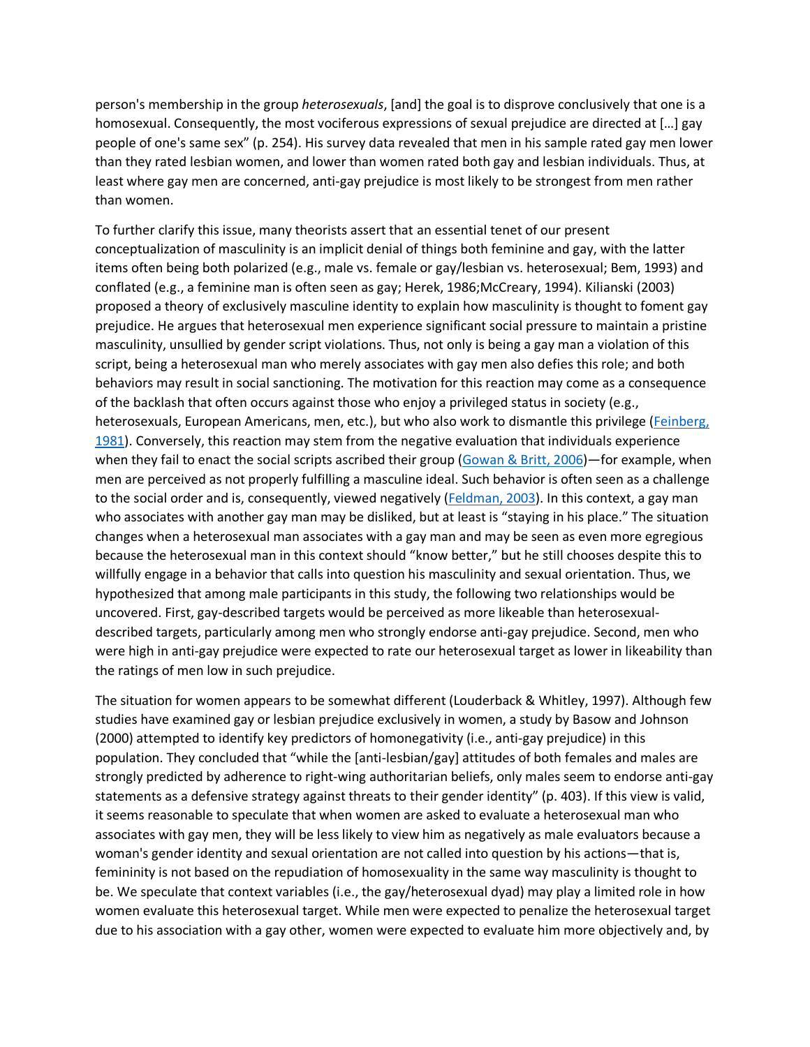person's membership in the group *heterosexuals*, [and] the goal is to disprove conclusively that one is a homosexual. Consequently, the most vociferous expressions of sexual prejudice are directed at […] gay people of one's same sex" (p. 254). His survey data revealed that men in his sample rated gay men lower than they rated lesbian women, and lower than women rated both gay and lesbian individuals. Thus, at least where gay men are concerned, anti-gay prejudice is most likely to be strongest from men rather than women.

To further clarify this issue, many theorists assert that an essential tenet of our present conceptualization of masculinity is an implicit denial of things both feminine and gay, with the latter items often being both polarized (e.g., male vs. female or gay/lesbian vs. heterosexual; Bem, 1993) and conflated (e.g., a feminine man is often seen as gay; Herek, 1986;McCreary, 1994). Kilianski (2003) proposed a theory of exclusively masculine identity to explain how masculinity is thought to foment gay prejudice. He argues that heterosexual men experience significant social pressure to maintain a pristine masculinity, unsullied by gender script violations. Thus, not only is being a gay man a violation of this script, being a heterosexual man who merely associates with gay men also defies this role; and both behaviors may result in social sanctioning. The motivation for this reaction may come as a consequence of the backlash that often occurs against those who enjoy a privileged status in society (e.g., heterosexuals, European Americans, men, etc.), but who also work to dismantle this privilege (Feinberg, 1981). Conversely, this reaction may stem from the negative evaluation that individuals experience when they fail to enact the social scripts ascribed their group (Gowan & Britt, 2006)—for example, when men are perceived as not properly fulfilling a masculine ideal. Such behavior is often seen as a challenge to the social order and is, consequently, viewed negatively (Feldman, 2003). In this context, a gay man who associates with another gay man may be disliked, but at least is "staying in his place." The situation changes when a heterosexual man associates with a gay man and may be seen as even more egregious because the heterosexual man in this context should "know better," but he still chooses despite this to willfully engage in a behavior that calls into question his masculinity and sexual orientation. Thus, we hypothesized that among male participants in this study, the following two relationships would be uncovered. First, gay-described targets would be perceived as more likeable than heterosexual-described targets, particularly among men who strongly endorse anti-gay prejudice. Second, men who were high in anti-gay prejudice were expected to rate our heterosexual target as lower in likeability than the ratings of men low in such prejudice.

The situation for women appears to be somewhat different (Louderback & Whitley, 1997). Although few studies have examined gay or lesbian prejudice exclusively in women, a study by Basow and Johnson (2000) attempted to identify key predictors of homonegativity (i.e., anti-gay prejudice) in this population. They concluded that "while the [anti-lesbian/gay] attitudes of both females and males are strongly predicted by adherence to right-wing authoritarian beliefs, only males seem to endorse anti-gay statements as a defensive strategy against threats to their gender identity" (p. 403). If this view is valid, it seems reasonable to speculate that when women are asked to evaluate a heterosexual man who associates with gay men, they will be less likely to view him as negatively as male evaluators because a woman's gender identity and sexual orientation are not called into question by his actions—that is, femininity is not based on the repudiation of homosexuality in the same way masculinity is thought to be. We speculate that context variables (i.e., the gay/heterosexual dyad) may play a limited role in how women evaluate this heterosexual target. While men were expected to penalize the heterosexual target due to his association with a gay other, women were expected to evaluate him more objectively and, by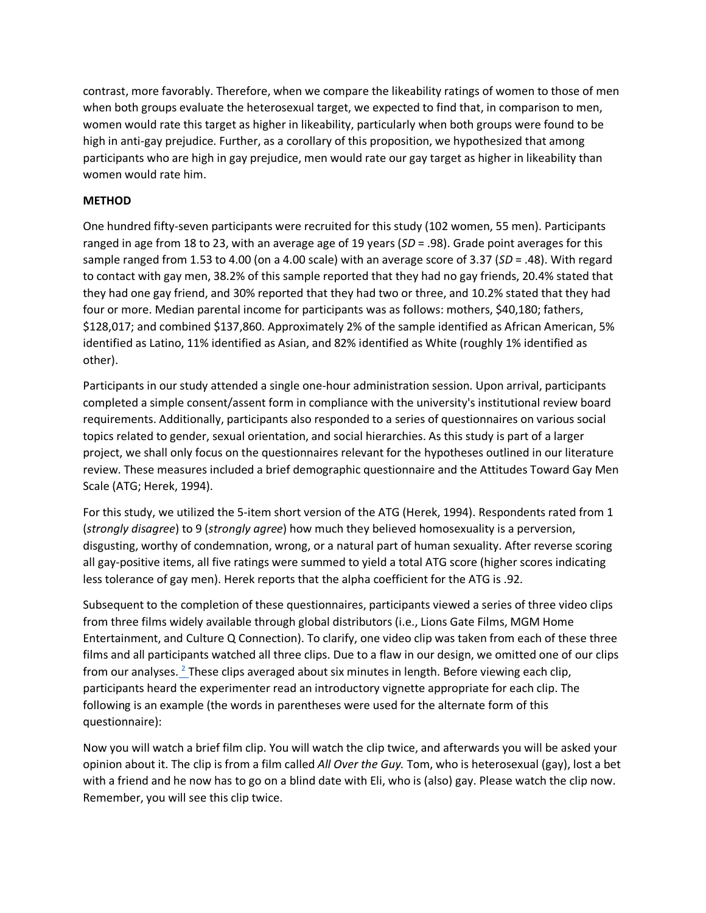contrast, more favorably. Therefore, when we compare the likeability ratings of women to those of men when both groups evaluate the heterosexual target, we expected to find that, in comparison to men, women would rate this target as higher in likeability, particularly when both groups were found to be high in anti-gay prejudice. Further, as a corollary of this proposition, we hypothesized that among participants who are high in gay prejudice, men would rate our gay target as higher in likeability than women would rate him.

**METHOD**

One hundred fifty-seven participants were recruited for this study (102 women, 55 men). Participants ranged in age from 18 to 23, with an average age of 19 years (*SD* = .98). Grade point averages for this sample ranged from 1.53 to 4.00 (on a 4.00 scale) with an average score of 3.37 (*SD* = .48). With regard to contact with gay men, 38.2% of this sample reported that they had no gay friends, 20.4% stated that they had one gay friend, and 30% reported that they had two or three, and 10.2% stated that they had four or more. Median parental income for participants was as follows: mothers, $40,180; fathers, $128,017; and combined $137,860. Approximately 2% of the sample identified as African American, 5% identified as Latino, 11% identified as Asian, and 82% identified as White (roughly 1% identified as other).

Participants in our study attended a single one-hour administration session. Upon arrival, participants completed a simple consent/assent form in compliance with the university's institutional review board requirements. Additionally, participants also responded to a series of questionnaires on various social topics related to gender, sexual orientation, and social hierarchies. As this study is part of a larger project, we shall only focus on the questionnaires relevant for the hypotheses outlined in our literature review. These measures included a brief demographic questionnaire and the Attitudes Toward Gay Men Scale (ATG; Herek, 1994).

For this study, we utilized the 5-item short version of the ATG (Herek, 1994). Respondents rated from 1 (*strongly disagree*) to 9 (*strongly agree*) how much they believed homosexuality is a perversion, disgusting, worthy of condemnation, wrong, or a natural part of human sexuality. After reverse scoring all gay-positive items, all five ratings were summed to yield a total ATG score (higher scores indicating less tolerance of gay men). Herek reports that the alpha coefficient for the ATG is .92.

Subsequent to the completion of these questionnaires, participants viewed a series of three video clips from three films widely available through global distributors (i.e., Lions Gate Films, MGM Home Entertainment, and Culture Q Connection). To clarify, one video clip was taken from each of these three films and all participants watched all three clips. Due to a flaw in our design, we omitted one of our clips from our analyses.[2] These clips averaged about six minutes in length. Before viewing each clip, participants heard the experimenter read an introductory vignette appropriate for each clip. The following is an example (the words in parentheses were used for the alternate form of this questionnaire):

Now you will watch a brief film clip. You will watch the clip twice, and afterwards you will be asked your opinion about it. The clip is from a film called *All Over the Guy.* Tom, who is heterosexual (gay), lost a bet with a friend and he now has to go on a blind date with Eli, who is (also) gay. Please watch the clip now. Remember, you will see this clip twice.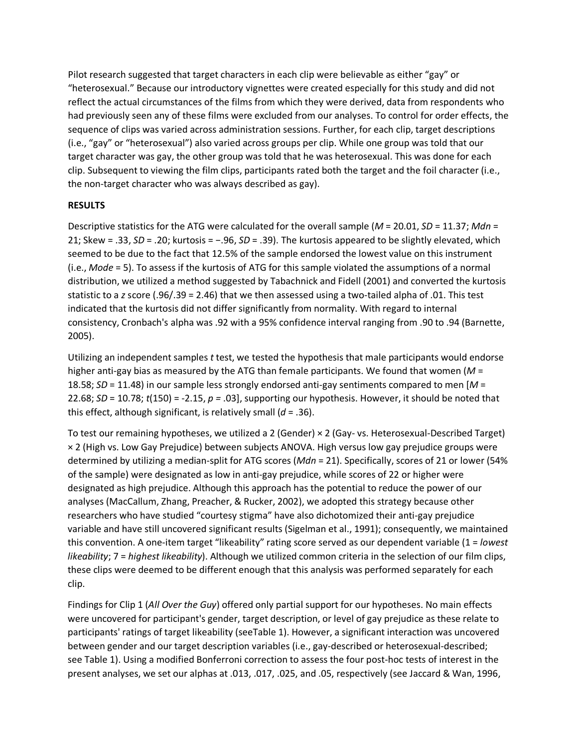Pilot research suggested that target characters in each clip were believable as either "gay" or "heterosexual." Because our introductory vignettes were created especially for this study and did not reflect the actual circumstances of the films from which they were derived, data from respondents who had previously seen any of these films were excluded from our analyses. To control for order effects, the sequence of clips was varied across administration sessions. Further, for each clip, target descriptions (i.e., "gay" or "heterosexual") also varied across groups per clip. While one group was told that our target character was gay, the other group was told that he was heterosexual. This was done for each clip. Subsequent to viewing the film clips, participants rated both the target and the foil character (i.e., the non-target character who was always described as gay).

**RESULTS**

Descriptive statistics for the ATG were calculated for the overall sample ($M$ = 20.01, $SD$ = 11.37; $Mdn$ = 21; Skew = .33, $SD$ = .20; kurtosis = −.96, $SD$ = .39). The kurtosis appeared to be slightly elevated, which seemed to be due to the fact that 12.5% of the sample endorsed the lowest value on this instrument (i.e., $Mode$ = 5). To assess if the kurtosis of ATG for this sample violated the assumptions of a normal distribution, we utilized a method suggested by Tabachnick and Fidell (2001) and converted the kurtosis statistic to a $z$ score (.96/.39 = 2.46) that we then assessed using a two-tailed alpha of .01. This test indicated that the kurtosis did not differ significantly from normality. With regard to internal consistency, Cronbach's alpha was .92 with a 95% confidence interval ranging from .90 to .94 (Barnette, 2005).

Utilizing an independent samples $t$ test, we tested the hypothesis that male participants would endorse higher anti-gay bias as measured by the ATG than female participants. We found that women ($M$ = 18.58; $SD$ = 11.48) in our sample less strongly endorsed anti-gay sentiments compared to men [$M$ = 22.68; $SD$ = 10.78; $t(150)$ = -2.15, $p$ = .03], supporting our hypothesis. However, it should be noted that this effect, although significant, is relatively small ($d$ = .36).

To test our remaining hypotheses, we utilized a 2 (Gender) × 2 (Gay- vs. Heterosexual-Described Target) × 2 (High vs. Low Gay Prejudice) between subjects ANOVA. High versus low gay prejudice groups were determined by utilizing a median-split for ATG scores ($Mdn$ = 21). Specifically, scores of 21 or lower (54% of the sample) were designated as low in anti-gay prejudice, while scores of 22 or higher were designated as high prejudice. Although this approach has the potential to reduce the power of our analyses (MacCallum, Zhang, Preacher, & Rucker, 2002), we adopted this strategy because other researchers who have studied "courtesy stigma" have also dichotomized their anti-gay prejudice variable and have still uncovered significant results (Sigelman et al., 1991); consequently, we maintained this convention. A one-item target "likeability" rating score served as our dependent variable (1 = *lowest likeability*; 7 = *highest likeability*). Although we utilized common criteria in the selection of our film clips, these clips were deemed to be different enough that this analysis was performed separately for each clip.

Findings for Clip 1 (*All Over the Guy*) offered only partial support for our hypotheses. No main effects were uncovered for participant's gender, target description, or level of gay prejudice as these relate to participants' ratings of target likeability (seeTable 1). However, a significant interaction was uncovered between gender and our target description variables (i.e., gay-described or heterosexual-described; see Table 1). Using a modified Bonferroni correction to assess the four post-hoc tests of interest in the present analyses, we set our alphas at .013, .017, .025, and .05, respectively (see Jaccard & Wan, 1996,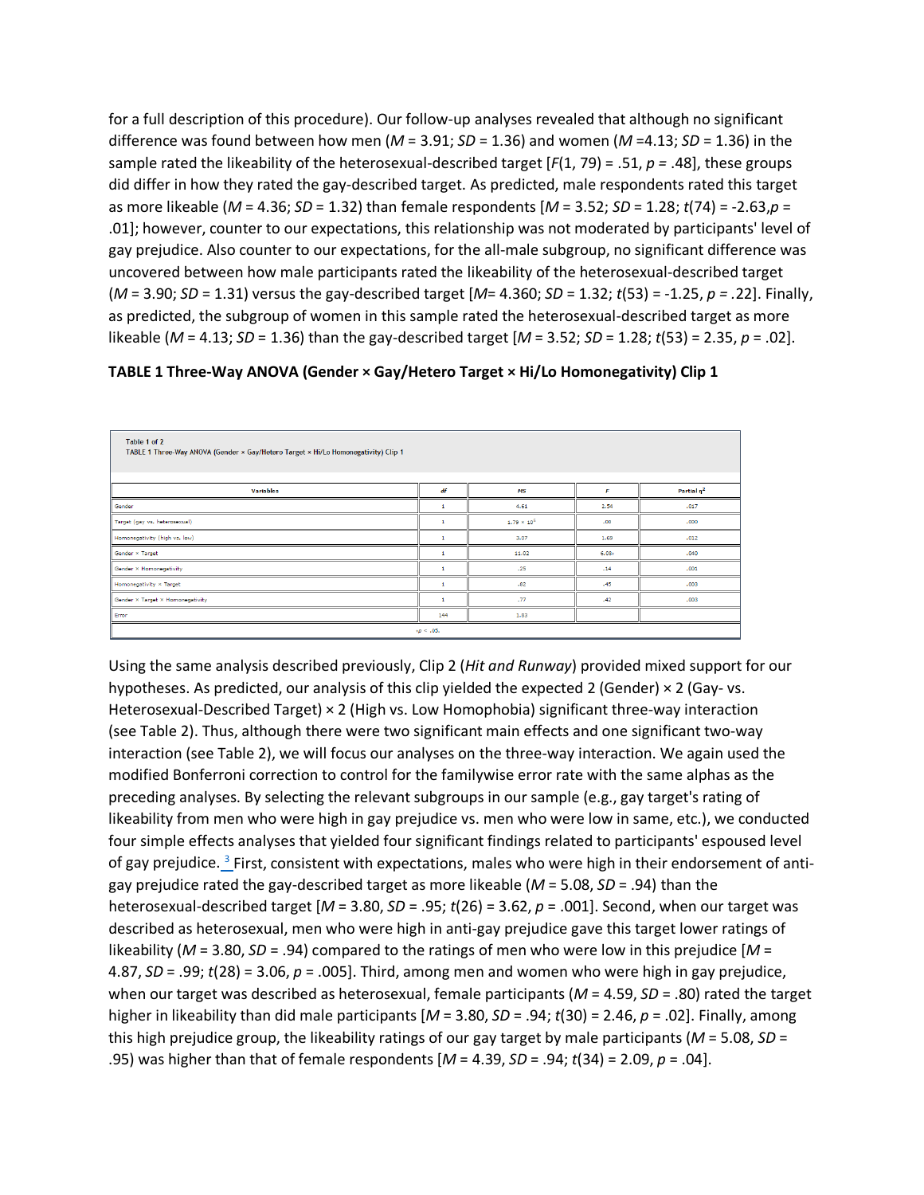for a full description of this procedure). Our follow-up analyses revealed that although no significant difference was found between how men ($M$ = 3.91; $SD$ = 1.36) and women ($M$ =4.13; $SD$ = 1.36) in the sample rated the likeability of the heterosexual-described target [$F(1, 79)$ = .51, $p$ = .48], these groups did differ in how they rated the gay-described target. As predicted, male respondents rated this target as more likeable ($M$ = 4.36; $SD$ = 1.32) than female respondents [$M$ = 3.52; $SD$ = 1.28; $t(74)$ = -2.63,$p$ = .01]; however, counter to our expectations, this relationship was not moderated by participants' level of gay prejudice. Also counter to our expectations, for the all-male subgroup, no significant difference was uncovered between how male participants rated the likeability of the heterosexual-described target ($M$ = 3.90; $SD$ = 1.31) versus the gay-described target [$M$= 4.360; $SD$ = 1.32; $t(53)$ = -1.25, $p$ = .22]. Finally, as predicted, the subgroup of women in this sample rated the heterosexual-described target as more likeable ($M$ = 4.13; $SD$ = 1.36) than the gay-described target [$M$ = 3.52; $SD$ = 1.28; $t(53)$ = 2.35, $p$ = .02].

**TABLE 1 Three-Way ANOVA (Gender × Gay/Hetero Target × Hi/Lo Homonegativity) Clip 1**

Table 1 of 2
TABLE 1 Three-Way ANOVA (Gender × Gay/Hetero Target × Hi/Lo Homonegativity) Clip 1

| Variables | $df$ | $MS$ | $F$ | Partial $\eta^2$ |
|---|---|---|---|---|
| Gender | 1 | 4.61 | 2.54 | .017 |
| Target (gay vs. heterosexual) | 1 | $1.79 \times 10^{5}$ | .00 | .000 |
| Homonegativity (high vs. low) | 1 | 3.07 | 1.69 | .012 |
| Gender × Target | 1 | 11.02 | 6.08* | .040 |
| Gender × Homonegativity | 1 | .25 | .14 | .001 |
| Homonegativity × Target | 1 | .82 | .45 | .003 |
| Gender × Target × Homonegativity | 1 | .77 | .42 | .003 |
| Error | 144 | 1.83 | | |

*$p$ < .05.

Using the same analysis described previously, Clip 2 (*Hit and Runway*) provided mixed support for our hypotheses. As predicted, our analysis of this clip yielded the expected 2 (Gender) × 2 (Gay- vs. Heterosexual-Described Target) × 2 (High vs. Low Homophobia) significant three-way interaction (see Table 2). Thus, although there were two significant main effects and one significant two-way interaction (see Table 2), we will focus our analyses on the three-way interaction. We again used the modified Bonferroni correction to control for the familywise error rate with the same alphas as the preceding analyses. By selecting the relevant subgroups in our sample (e.g., gay target's rating of likeability from men who were high in gay prejudice vs. men who were low in same, etc.), we conducted four simple effects analyses that yielded four significant findings related to participants' espoused level of gay prejudice.[3] First, consistent with expectations, males who were high in their endorsement of anti-gay prejudice rated the gay-described target as more likeable ($M$ = 5.08, $SD$ = .94) than the heterosexual-described target [$M$ = 3.80, $SD$ = .95; $t(26)$ = 3.62, $p$ = .001]. Second, when our target was described as heterosexual, men who were high in anti-gay prejudice gave this target lower ratings of likeability ($M$ = 3.80, $SD$ = .94) compared to the ratings of men who were low in this prejudice [$M$ = 4.87, $SD$ = .99; $t(28)$ = 3.06, $p$ = .005]. Third, among men and women who were high in gay prejudice, when our target was described as heterosexual, female participants ($M$ = 4.59, $SD$ = .80) rated the target higher in likeability than did male participants [$M$ = 3.80, $SD$ = .94; $t(30)$ = 2.46, $p$ = .02]. Finally, among this high prejudice group, the likeability ratings of our gay target by male participants ($M$ = 5.08, $SD$ = .95) was higher than that of female respondents [$M$ = 4.39, $SD$ = .94; $t(34)$ = 2.09, $p$ = .04].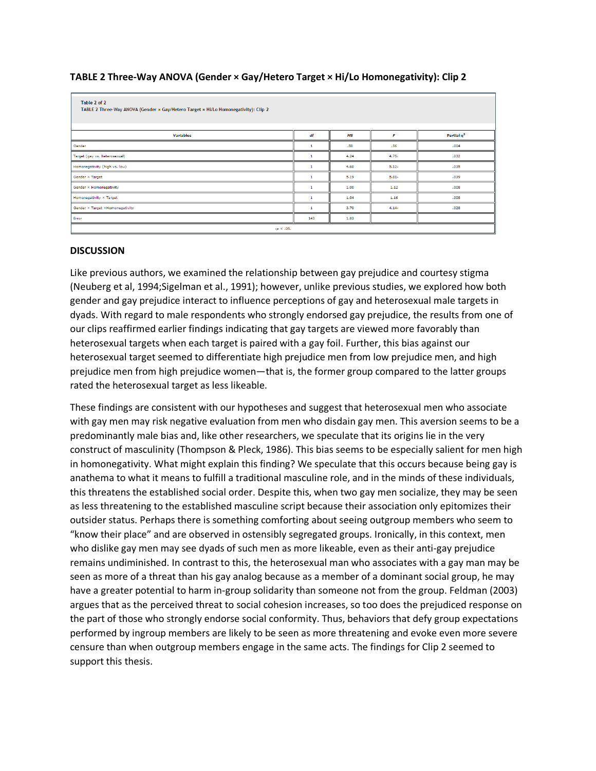**TABLE 2 Three-Way ANOVA (Gender × Gay/Hetero Target × Hi/Lo Homonegativity): Clip 2**

Table 2 of 2
TABLE 2 Three-Way ANOVA (Gender × Gay/Hetero Target × Hi/Lo Homonegativity): Clip 2

| Variables | *df* | *MS* | *F* | Partial $\eta^2$ |
|---|---|---|---|---|
| Gender | 1 | .50 | .56 | .004 |
| Target (gay vs. heterosexual) | 1 | 4.24 | 4.75* | .032 |
| Homonegativity (high vs. low) | 1 | 4.60 | 5.12* | .035 |
| Gender × Target | 1 | 5.19 | 5.81* | .039 |
| Gender × Homonegativity | 1 | 1.00 | 1.12 | .008 |
| Homonegativity × Target | 1 | 1.04 | 1.16 | .008 |
| Gender × Target ×Homonegativity | 1 | 3.70 | 4.14* | .028 |
| Error | 143 | 1.83 | | |

*$p < .05$.

**DISCUSSION**

Like previous authors, we examined the relationship between gay prejudice and courtesy stigma (Neuberg et al, 1994;Sigelman et al., 1991); however, unlike previous studies, we explored how both gender and gay prejudice interact to influence perceptions of gay and heterosexual male targets in dyads. With regard to male respondents who strongly endorsed gay prejudice, the results from one of our clips reaffirmed earlier findings indicating that gay targets are viewed more favorably than heterosexual targets when each target is paired with a gay foil. Further, this bias against our heterosexual target seemed to differentiate high prejudice men from low prejudice men, and high prejudice men from high prejudice women—that is, the former group compared to the latter groups rated the heterosexual target as less likeable.

These findings are consistent with our hypotheses and suggest that heterosexual men who associate with gay men may risk negative evaluation from men who disdain gay men. This aversion seems to be a predominantly male bias and, like other researchers, we speculate that its origins lie in the very construct of masculinity (Thompson & Pleck, 1986). This bias seems to be especially salient for men high in homonegativity. What might explain this finding? We speculate that this occurs because being gay is anathema to what it means to fulfill a traditional masculine role, and in the minds of these individuals, this threatens the established social order. Despite this, when two gay men socialize, they may be seen as less threatening to the established masculine script because their association only epitomizes their outsider status. Perhaps there is something comforting about seeing outgroup members who seem to "know their place" and are observed in ostensibly segregated groups. Ironically, in this context, men who dislike gay men may see dyads of such men as more likeable, even as their anti-gay prejudice remains undiminished. In contrast to this, the heterosexual man who associates with a gay man may be seen as more of a threat than his gay analog because as a member of a dominant social group, he may have a greater potential to harm in-group solidarity than someone not from the group. Feldman (2003) argues that as the perceived threat to social cohesion increases, so too does the prejudiced response on the part of those who strongly endorse social conformity. Thus, behaviors that defy group expectations performed by ingroup members are likely to be seen as more threatening and evoke even more severe censure than when outgroup members engage in the same acts. The findings for Clip 2 seemed to support this thesis.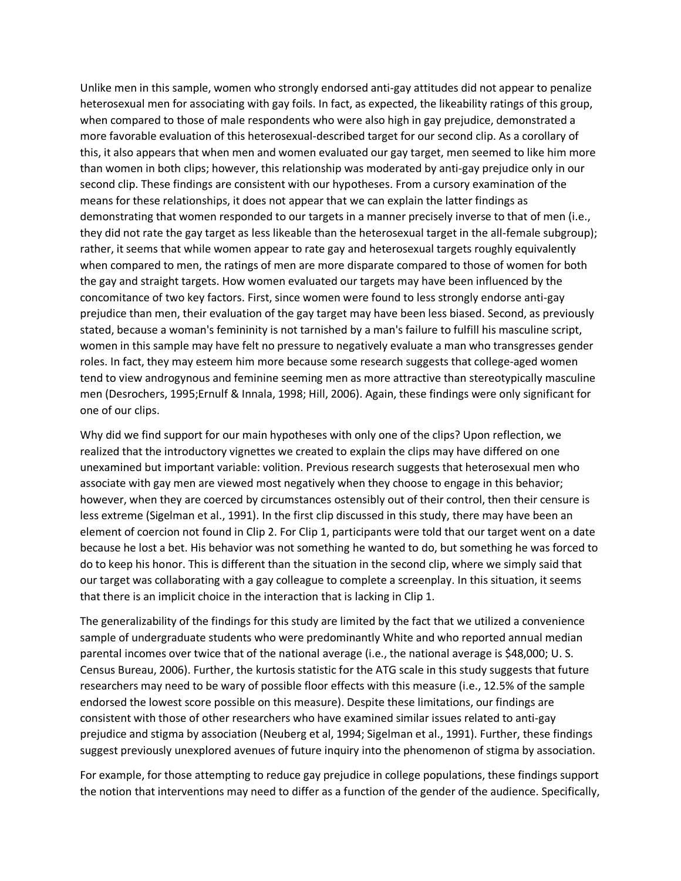Unlike men in this sample, women who strongly endorsed anti-gay attitudes did not appear to penalize heterosexual men for associating with gay foils. In fact, as expected, the likeability ratings of this group, when compared to those of male respondents who were also high in gay prejudice, demonstrated a more favorable evaluation of this heterosexual-described target for our second clip. As a corollary of this, it also appears that when men and women evaluated our gay target, men seemed to like him more than women in both clips; however, this relationship was moderated by anti-gay prejudice only in our second clip. These findings are consistent with our hypotheses. From a cursory examination of the means for these relationships, it does not appear that we can explain the latter findings as demonstrating that women responded to our targets in a manner precisely inverse to that of men (i.e., they did not rate the gay target as less likeable than the heterosexual target in the all-female subgroup); rather, it seems that while women appear to rate gay and heterosexual targets roughly equivalently when compared to men, the ratings of men are more disparate compared to those of women for both the gay and straight targets. How women evaluated our targets may have been influenced by the concomitance of two key factors. First, since women were found to less strongly endorse anti-gay prejudice than men, their evaluation of the gay target may have been less biased. Second, as previously stated, because a woman's femininity is not tarnished by a man's failure to fulfill his masculine script, women in this sample may have felt no pressure to negatively evaluate a man who transgresses gender roles. In fact, they may esteem him more because some research suggests that college-aged women tend to view androgynous and feminine seeming men as more attractive than stereotypically masculine men (Desrochers, 1995;Ernulf & Innala, 1998; Hill, 2006). Again, these findings were only significant for one of our clips.

Why did we find support for our main hypotheses with only one of the clips? Upon reflection, we realized that the introductory vignettes we created to explain the clips may have differed on one unexamined but important variable: volition. Previous research suggests that heterosexual men who associate with gay men are viewed most negatively when they choose to engage in this behavior; however, when they are coerced by circumstances ostensibly out of their control, then their censure is less extreme (Sigelman et al., 1991). In the first clip discussed in this study, there may have been an element of coercion not found in Clip 2. For Clip 1, participants were told that our target went on a date because he lost a bet. His behavior was not something he wanted to do, but something he was forced to do to keep his honor. This is different than the situation in the second clip, where we simply said that our target was collaborating with a gay colleague to complete a screenplay. In this situation, it seems that there is an implicit choice in the interaction that is lacking in Clip 1.

The generalizability of the findings for this study are limited by the fact that we utilized a convenience sample of undergraduate students who were predominantly White and who reported annual median parental incomes over twice that of the national average (i.e., the national average is $48,000; U. S. Census Bureau, 2006). Further, the kurtosis statistic for the ATG scale in this study suggests that future researchers may need to be wary of possible floor effects with this measure (i.e., 12.5% of the sample endorsed the lowest score possible on this measure). Despite these limitations, our findings are consistent with those of other researchers who have examined similar issues related to anti-gay prejudice and stigma by association (Neuberg et al, 1994; Sigelman et al., 1991). Further, these findings suggest previously unexplored avenues of future inquiry into the phenomenon of stigma by association.

For example, for those attempting to reduce gay prejudice in college populations, these findings support the notion that interventions may need to differ as a function of the gender of the audience. Specifically,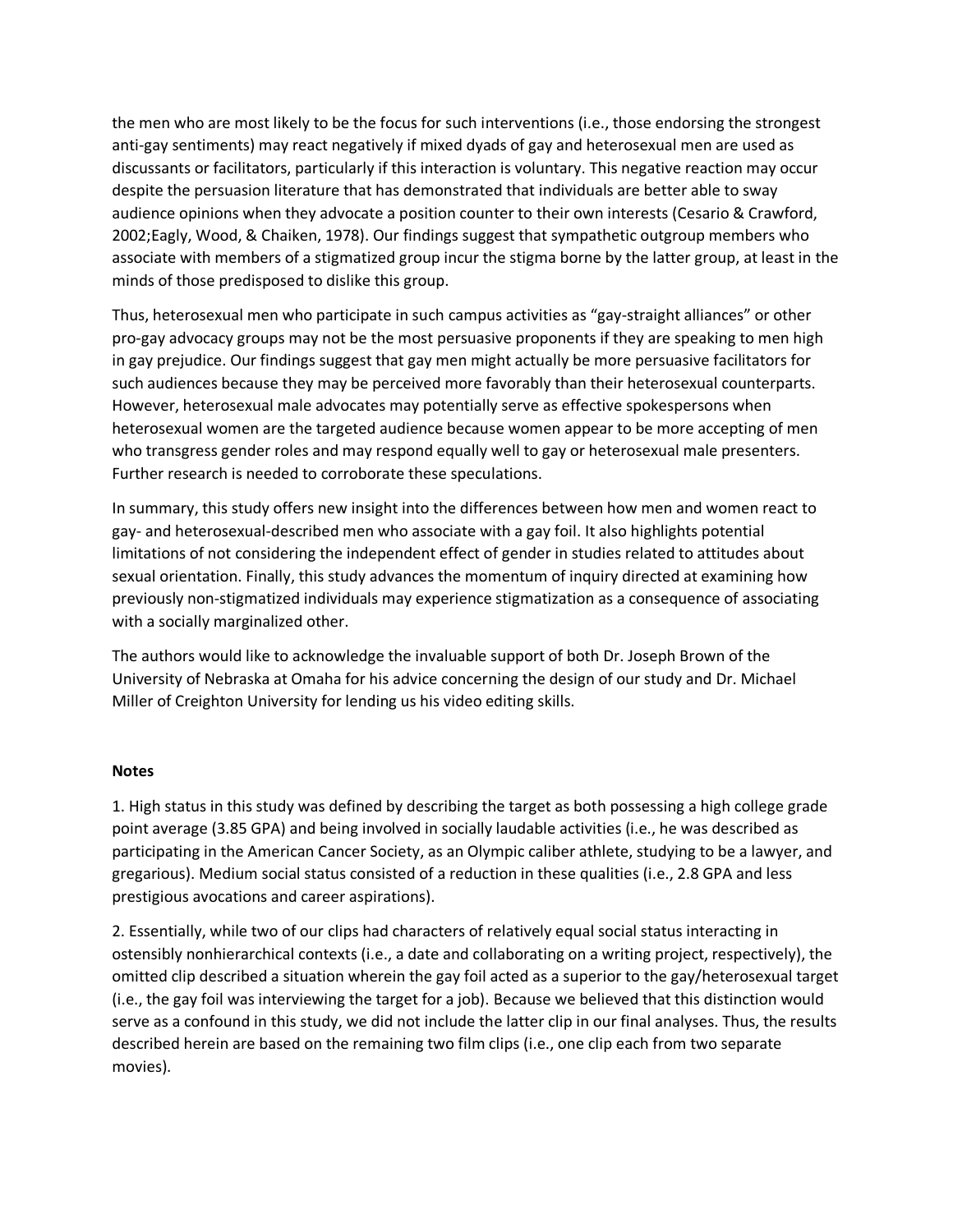the men who are most likely to be the focus for such interventions (i.e., those endorsing the strongest anti-gay sentiments) may react negatively if mixed dyads of gay and heterosexual men are used as discussants or facilitators, particularly if this interaction is voluntary. This negative reaction may occur despite the persuasion literature that has demonstrated that individuals are better able to sway audience opinions when they advocate a position counter to their own interests (Cesario & Crawford, 2002;Eagly, Wood, & Chaiken, 1978). Our findings suggest that sympathetic outgroup members who associate with members of a stigmatized group incur the stigma borne by the latter group, at least in the minds of those predisposed to dislike this group.

Thus, heterosexual men who participate in such campus activities as "gay-straight alliances" or other pro-gay advocacy groups may not be the most persuasive proponents if they are speaking to men high in gay prejudice. Our findings suggest that gay men might actually be more persuasive facilitators for such audiences because they may be perceived more favorably than their heterosexual counterparts. However, heterosexual male advocates may potentially serve as effective spokespersons when heterosexual women are the targeted audience because women appear to be more accepting of men who transgress gender roles and may respond equally well to gay or heterosexual male presenters. Further research is needed to corroborate these speculations.

In summary, this study offers new insight into the differences between how men and women react to gay- and heterosexual-described men who associate with a gay foil. It also highlights potential limitations of not considering the independent effect of gender in studies related to attitudes about sexual orientation. Finally, this study advances the momentum of inquiry directed at examining how previously non-stigmatized individuals may experience stigmatization as a consequence of associating with a socially marginalized other.

The authors would like to acknowledge the invaluable support of both Dr. Joseph Brown of the University of Nebraska at Omaha for his advice concerning the design of our study and Dr. Michael Miller of Creighton University for lending us his video editing skills.

**Notes**

1. High status in this study was defined by describing the target as both possessing a high college grade point average (3.85 GPA) and being involved in socially laudable activities (i.e., he was described as participating in the American Cancer Society, as an Olympic caliber athlete, studying to be a lawyer, and gregarious). Medium social status consisted of a reduction in these qualities (i.e., 2.8 GPA and less prestigious avocations and career aspirations).

2. Essentially, while two of our clips had characters of relatively equal social status interacting in ostensibly nonhierarchical contexts (i.e., a date and collaborating on a writing project, respectively), the omitted clip described a situation wherein the gay foil acted as a superior to the gay/heterosexual target (i.e., the gay foil was interviewing the target for a job). Because we believed that this distinction would serve as a confound in this study, we did not include the latter clip in our final analyses. Thus, the results described herein are based on the remaining two film clips (i.e., one clip each from two separate movies).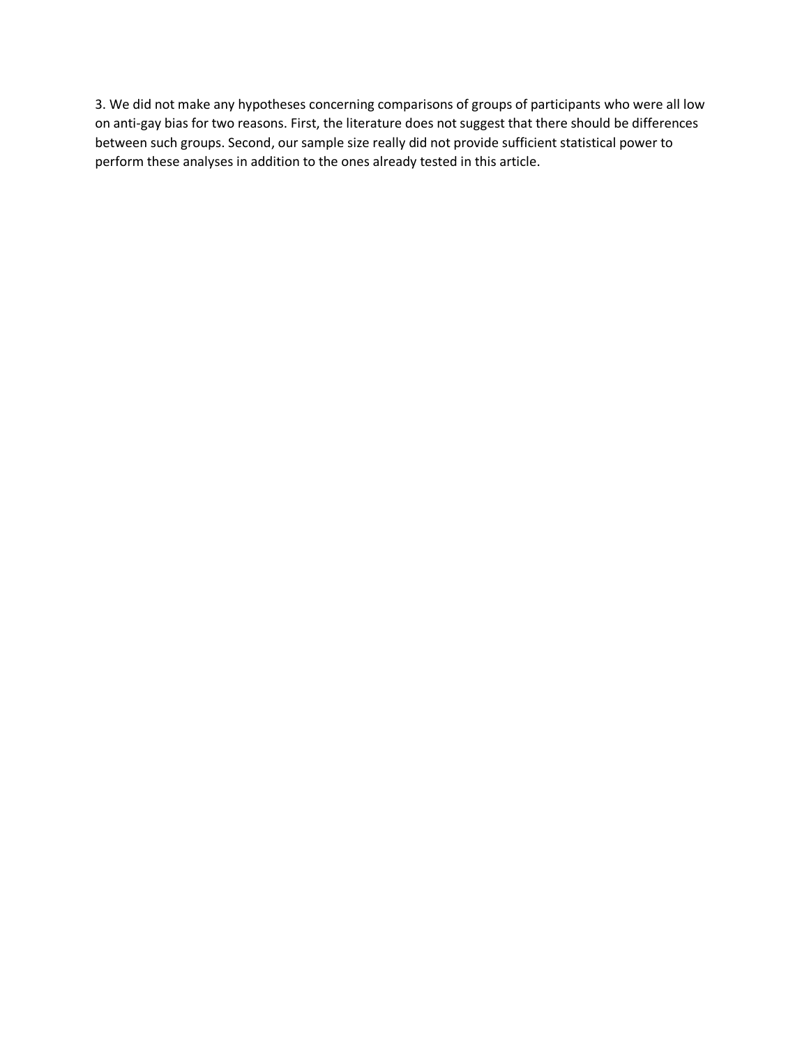3. We did not make any hypotheses concerning comparisons of groups of participants who were all low on anti-gay bias for two reasons. First, the literature does not suggest that there should be differences between such groups. Second, our sample size really did not provide sufficient statistical power to perform these analyses in addition to the ones already tested in this article.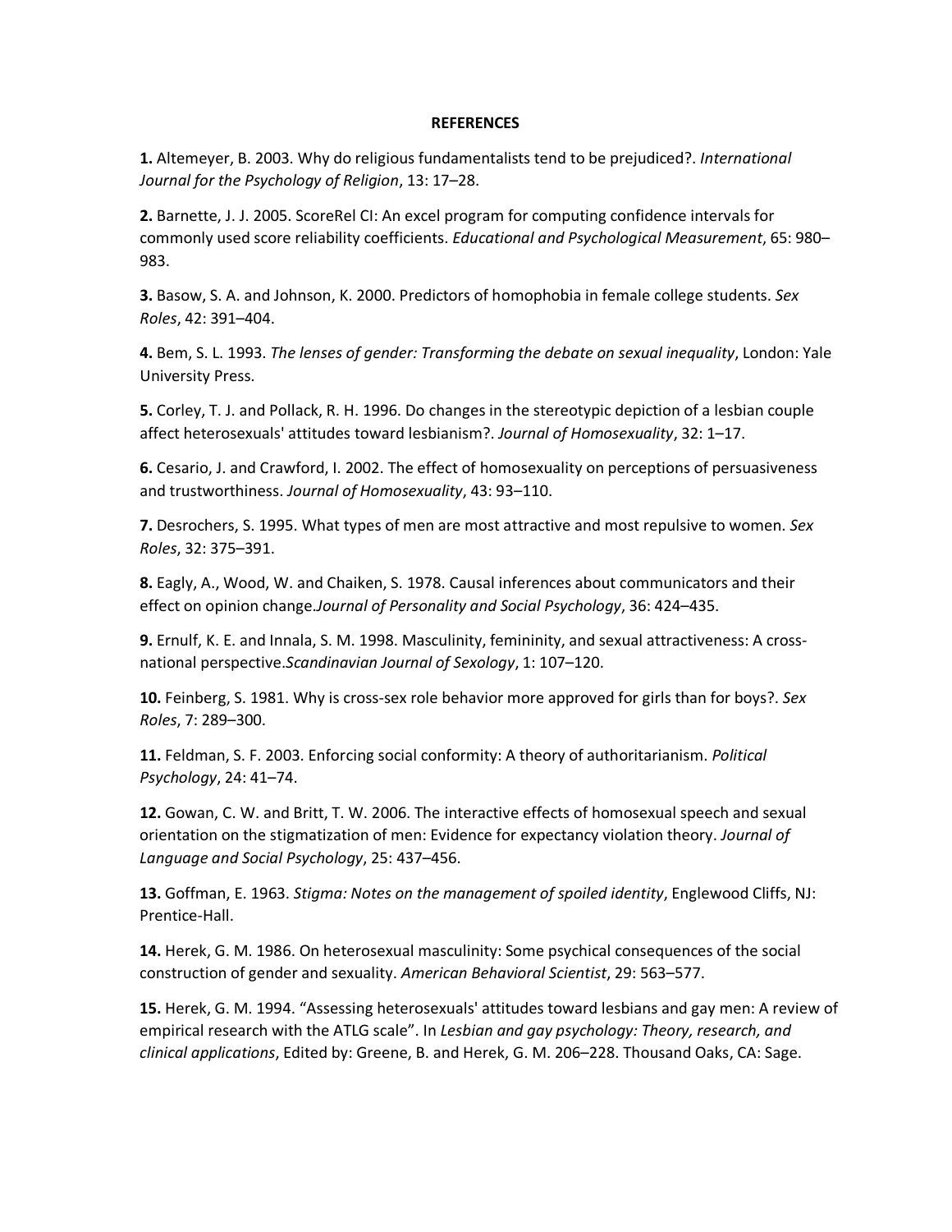**REFERENCES**

**1.** Altemeyer, B. 2003. Why do religious fundamentalists tend to be prejudiced?. *International Journal for the Psychology of Religion*, 13: 17–28.

**2.** Barnette, J. J. 2005. ScoreRel CI: An excel program for computing confidence intervals for commonly used score reliability coefficients. *Educational and Psychological Measurement*, 65: 980–983.

**3.** Basow, S. A. and Johnson, K. 2000. Predictors of homophobia in female college students. *Sex Roles*, 42: 391–404.

**4.** Bem, S. L. 1993. *The lenses of gender: Transforming the debate on sexual inequality*, London: Yale University Press.

**5.** Corley, T. J. and Pollack, R. H. 1996. Do changes in the stereotypic depiction of a lesbian couple affect heterosexuals' attitudes toward lesbianism?. *Journal of Homosexuality*, 32: 1–17.

**6.** Cesario, J. and Crawford, I. 2002. The effect of homosexuality on perceptions of persuasiveness and trustworthiness. *Journal of Homosexuality*, 43: 93–110.

**7.** Desrochers, S. 1995. What types of men are most attractive and most repulsive to women. *Sex Roles*, 32: 375–391.

**8.** Eagly, A., Wood, W. and Chaiken, S. 1978. Causal inferences about communicators and their effect on opinion change.*Journal of Personality and Social Psychology*, 36: 424–435.

**9.** Ernulf, K. E. and Innala, S. M. 1998. Masculinity, femininity, and sexual attractiveness: A cross-national perspective.*Scandinavian Journal of Sexology*, 1: 107–120.

**10.** Feinberg, S. 1981. Why is cross-sex role behavior more approved for girls than for boys?. *Sex Roles*, 7: 289–300.

**11.** Feldman, S. F. 2003. Enforcing social conformity: A theory of authoritarianism. *Political Psychology*, 24: 41–74.

**12.** Gowan, C. W. and Britt, T. W. 2006. The interactive effects of homosexual speech and sexual orientation on the stigmatization of men: Evidence for expectancy violation theory. *Journal of Language and Social Psychology*, 25: 437–456.

**13.** Goffman, E. 1963. *Stigma: Notes on the management of spoiled identity*, Englewood Cliffs, NJ: Prentice-Hall.

**14.** Herek, G. M. 1986. On heterosexual masculinity: Some psychical consequences of the social construction of gender and sexuality. *American Behavioral Scientist*, 29: 563–577.

**15.** Herek, G. M. 1994. "Assessing heterosexuals' attitudes toward lesbians and gay men: A review of empirical research with the ATLG scale". In *Lesbian and gay psychology: Theory, research, and clinical applications*, Edited by: Greene, B. and Herek, G. M. 206–228. Thousand Oaks, CA: Sage.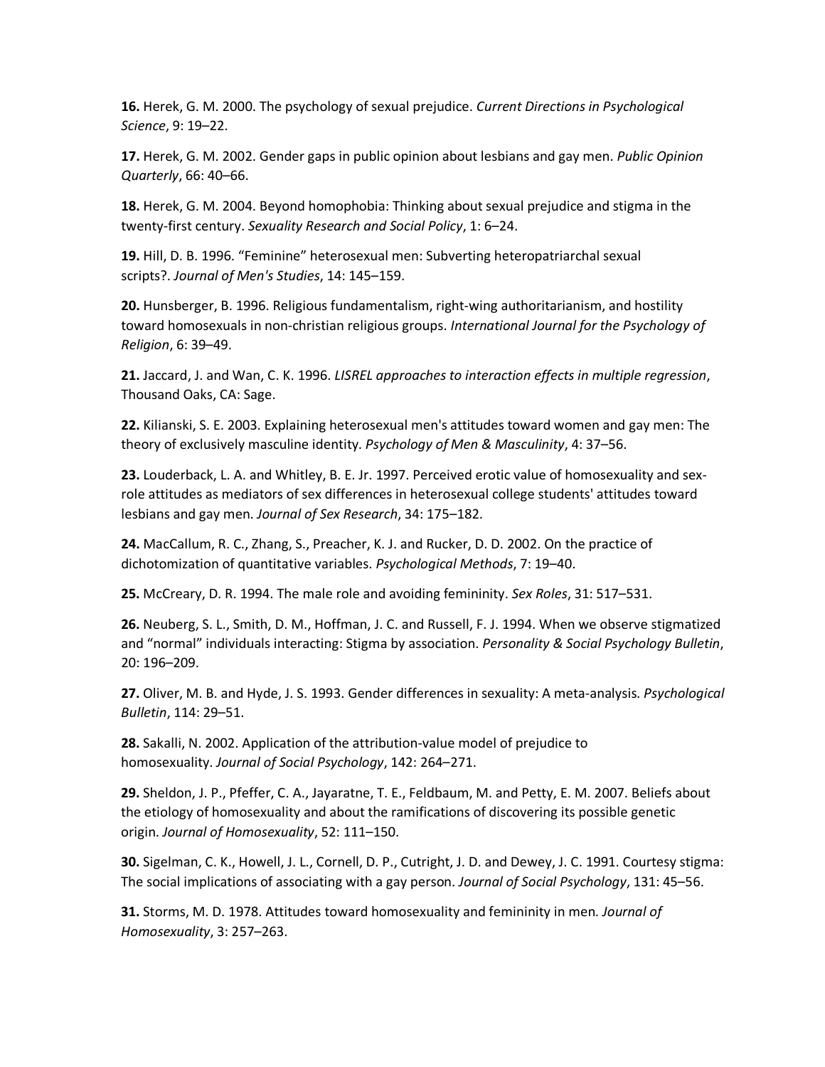**16.** Herek, G. M. 2000. The psychology of sexual prejudice. *Current Directions in Psychological Science*, 9: 19–22.

**17.** Herek, G. M. 2002. Gender gaps in public opinion about lesbians and gay men. *Public Opinion Quarterly*, 66: 40–66.

**18.** Herek, G. M. 2004. Beyond homophobia: Thinking about sexual prejudice and stigma in the twenty-first century. *Sexuality Research and Social Policy*, 1: 6–24.

**19.** Hill, D. B. 1996. "Feminine" heterosexual men: Subverting heteropatriarchal sexual scripts?. *Journal of Men's Studies*, 14: 145–159.

**20.** Hunsberger, B. 1996. Religious fundamentalism, right-wing authoritarianism, and hostility toward homosexuals in non-christian religious groups. *International Journal for the Psychology of Religion*, 6: 39–49.

**21.** Jaccard, J. and Wan, C. K. 1996. *LISREL approaches to interaction effects in multiple regression*, Thousand Oaks, CA: Sage.

**22.** Kilianski, S. E. 2003. Explaining heterosexual men's attitudes toward women and gay men: The theory of exclusively masculine identity. *Psychology of Men & Masculinity*, 4: 37–56.

**23.** Louderback, L. A. and Whitley, B. E. Jr. 1997. Perceived erotic value of homosexuality and sex-role attitudes as mediators of sex differences in heterosexual college students' attitudes toward lesbians and gay men. *Journal of Sex Research*, 34: 175–182.

**24.** MacCallum, R. C., Zhang, S., Preacher, K. J. and Rucker, D. D. 2002. On the practice of dichotomization of quantitative variables. *Psychological Methods*, 7: 19–40.

**25.** McCreary, D. R. 1994. The male role and avoiding femininity. *Sex Roles*, 31: 517–531.

**26.** Neuberg, S. L., Smith, D. M., Hoffman, J. C. and Russell, F. J. 1994. When we observe stigmatized and "normal" individuals interacting: Stigma by association. *Personality & Social Psychology Bulletin*, 20: 196–209.

**27.** Oliver, M. B. and Hyde, J. S. 1993. Gender differences in sexuality: A meta-analysis. *Psychological Bulletin*, 114: 29–51.

**28.** Sakalli, N. 2002. Application of the attribution-value model of prejudice to homosexuality. *Journal of Social Psychology*, 142: 264–271.

**29.** Sheldon, J. P., Pfeffer, C. A., Jayaratne, T. E., Feldbaum, M. and Petty, E. M. 2007. Beliefs about the etiology of homosexuality and about the ramifications of discovering its possible genetic origin. *Journal of Homosexuality*, 52: 111–150.

**30.** Sigelman, C. K., Howell, J. L., Cornell, D. P., Cutright, J. D. and Dewey, J. C. 1991. Courtesy stigma: The social implications of associating with a gay person. *Journal of Social Psychology*, 131: 45–56.

**31.** Storms, M. D. 1978. Attitudes toward homosexuality and femininity in men. *Journal of Homosexuality*, 3: 257–263.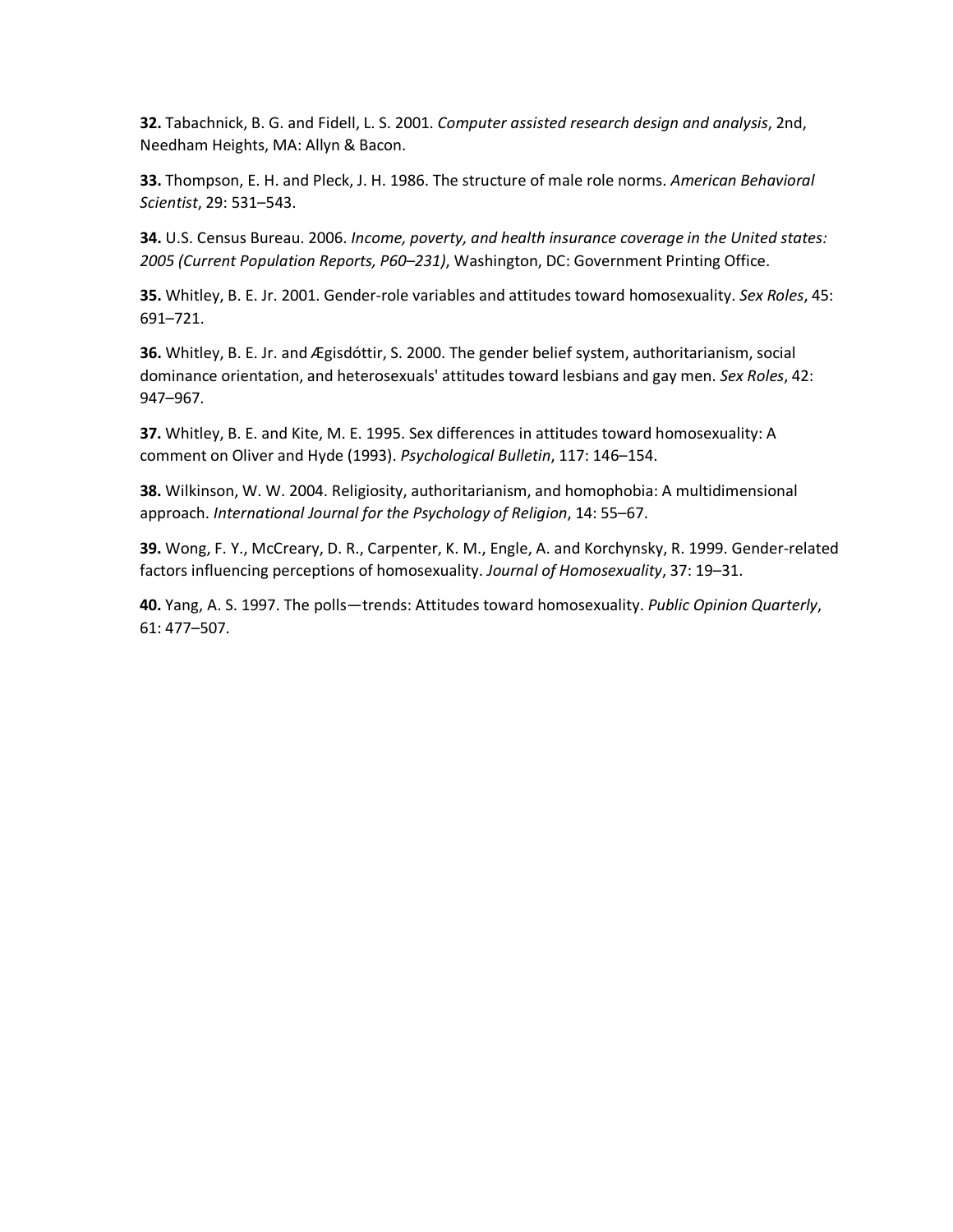**32.** Tabachnick, B. G. and Fidell, L. S. 2001. *Computer assisted research design and analysis*, 2nd, Needham Heights, MA: Allyn & Bacon.

**33.** Thompson, E. H. and Pleck, J. H. 1986. The structure of male role norms. *American Behavioral Scientist*, 29: 531–543.

**34.** U.S. Census Bureau. 2006. *Income, poverty, and health insurance coverage in the United states: 2005 (Current Population Reports, P60–231)*, Washington, DC: Government Printing Office.

**35.** Whitley, B. E. Jr. 2001. Gender-role variables and attitudes toward homosexuality. *Sex Roles*, 45: 691–721.

**36.** Whitley, B. E. Jr. and Ægisdóttir, S. 2000. The gender belief system, authoritarianism, social dominance orientation, and heterosexuals' attitudes toward lesbians and gay men. *Sex Roles*, 42: 947–967.

**37.** Whitley, B. E. and Kite, M. E. 1995. Sex differences in attitudes toward homosexuality: A comment on Oliver and Hyde (1993). *Psychological Bulletin*, 117: 146–154.

**38.** Wilkinson, W. W. 2004. Religiosity, authoritarianism, and homophobia: A multidimensional approach. *International Journal for the Psychology of Religion*, 14: 55–67.

**39.** Wong, F. Y., McCreary, D. R., Carpenter, K. M., Engle, A. and Korchynsky, R. 1999. Gender-related factors influencing perceptions of homosexuality. *Journal of Homosexuality*, 37: 19–31.

**40.** Yang, A. S. 1997. The polls—trends: Attitudes toward homosexuality. *Public Opinion Quarterly*, 61: 477–507.